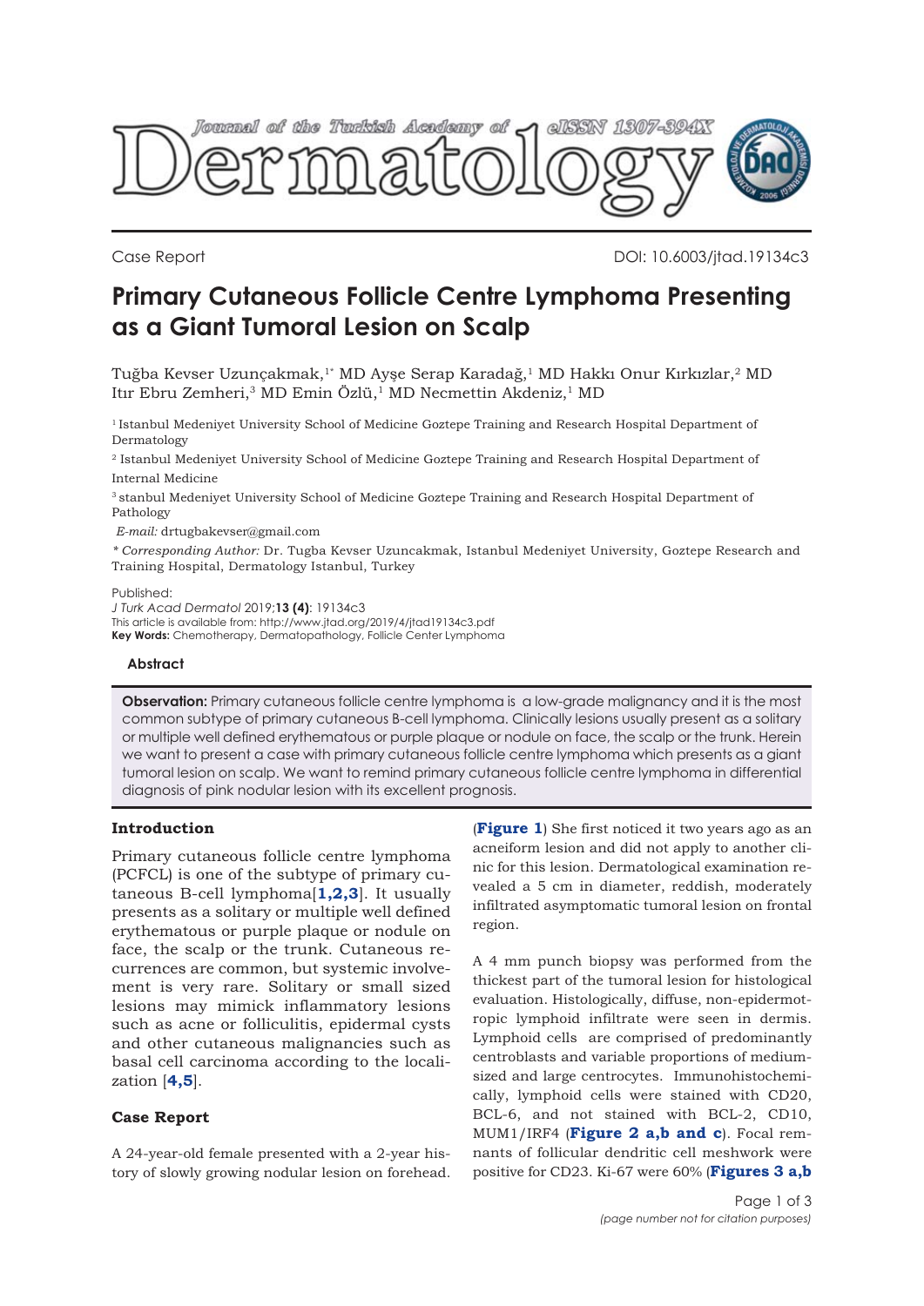Case Report

DOI: 10.6003/jtad.19134c3

# Primary Cutaneous Follicle Centre Lymphoma Presenting as a Giant Tumoral Lesion on Scalp

Tuğba Kevser Uzunçakmak,[1*] MD Ayşe Serap Karadağ,[1] MD Hakkı Onur Kırkızlar,[2] MD Itır Ebru Zemheri,[3] MD Emin Özlü,[1] MD Necmettin Akdeniz,[1] MD

[1] Istanbul Medeniyet University School of Medicine Goztepe Training and Research Hospital Department of Dermatology

[2] Istanbul Medeniyet University School of Medicine Goztepe Training and Research Hospital Department of Internal Medicine

[3] stanbul Medeniyet University School of Medicine Goztepe Training and Research Hospital Department of Pathology

*E-mail:* drtugbakevser@gmail.com

*\* Corresponding Author:* Dr. Tugba Kevser Uzuncakmak, Istanbul Medeniyet University, Goztepe Research and Training Hospital, Dermatology Istanbul, Turkey

Published:
*J Turk Acad Dermatol* 2019;**13 (4)**: 19134c3
This article is available from: http://www.jtad.org/2019/4/jtad19134c3.pdf
**Key Words:** Chemotherapy, Dermatopathology, Follicle Center Lymphoma

## Abstract

**Observation:** Primary cutaneous follicle centre lymphoma is a low-grade malignancy and it is the most common subtype of primary cutaneous B-cell lymphoma. Clinically lesions usually present as a solitary or multiple well defined erythematous or purple plaque or nodule on face, the scalp or the trunk. Herein we want to present a case with primary cutaneous follicle centre lymphoma which presents as a giant tumoral lesion on scalp. We want to remind primary cutaneous follicle centre lymphoma in differential diagnosis of pink nodular lesion with its excellent prognosis.

## Introduction

Primary cutaneous follicle centre lymphoma (PCFCL) is one of the subtype of primary cutaneous B-cell lymphoma[**1,2,3**]. It usually presents as a solitary or multiple well defined erythematous or purple plaque or nodule on face, the scalp or the trunk. Cutaneous recurrences are common, but systemic involvement is very rare. Solitary or small sized lesions may mimick inflammatory lesions such as acne or folliculitis, epidermal cysts and other cutaneous malignancies such as basal cell carcinoma according to the localization [**4,5**].

## Case Report

A 24-year-old female presented with a 2-year history of slowly growing nodular lesion on forehead. (**Figure 1**) She first noticed it two years ago as an acneiform lesion and did not apply to another clinic for this lesion. Dermatological examination revealed a 5 cm in diameter, reddish, moderately infiltrated asymptomatic tumoral lesion on frontal region.

A 4 mm punch biopsy was performed from the thickest part of the tumoral lesion for histological evaluation. Histologically, diffuse, non-epidermotropic lymphoid infiltrate were seen in dermis. Lymphoid cells are comprised of predominantly centroblasts and variable proportions of medium-sized and large centrocytes. Immunohistochemically, lymphoid cells were stained with CD20, BCL-6, and not stained with BCL-2, CD10, MUM1/IRF4 (**Figure 2 a,b and c**). Focal remnants of follicular dendritic cell meshwork were positive for CD23. Ki-67 were 60% (**Figures 3 a,b**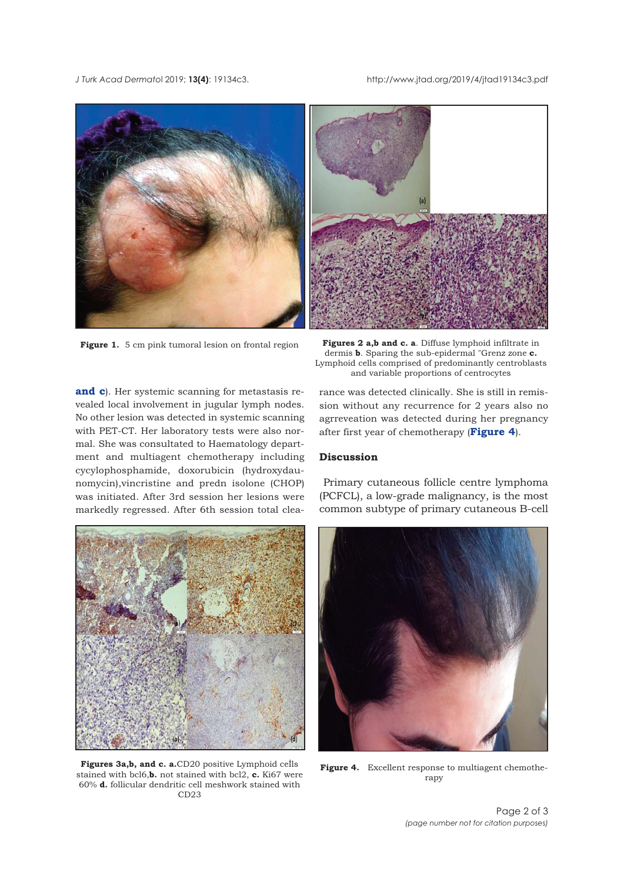**Figure 1.** 5 cm pink tumoral lesion on frontal region

**Figures 2 a,b and c. a**. Diffuse lymphoid infiltrate in dermis **b**. Sparing the sub-epidermal "Grenz zone **c.** Lymphoid cells comprised of predominantly centroblasts and variable proportions of centrocytes

**and c**). Her systemic scanning for metastasis revealed local involvement in jugular lymph nodes. No other lesion was detected in systemic scanning with PET-CT. Her laboratory tests were also normal. She was consultated to Haematology department and multiagent chemotherapy including cycyclophosphamide, doxorubicin (hydroxydaunomycin),vincristine and predn isolone (CHOP) was initiated. After 3rd session her lesions were markedly regressed. After 6th session total clearance was detected clinically. She is still in remission without any recurrence for 2 years also no agrreveation was detected during her pregnancy after first year of chemotherapy (**Figure 4**).

## Discussion

Primary cutaneous follicle centre lymphoma (PCFCL), a low-grade malignancy, is the most common subtype of primary cutaneous B-cell

**Figures 3a,b, and c. a.**CD20 positive Lymphoid cells stained with bcl6,**b.** not stained with bcl2, **c.** Ki67 were 60% **d.** follicular dendritic cell meshwork stained with CD23

**Figure 4.** Excellent response to multiagent chemotherapy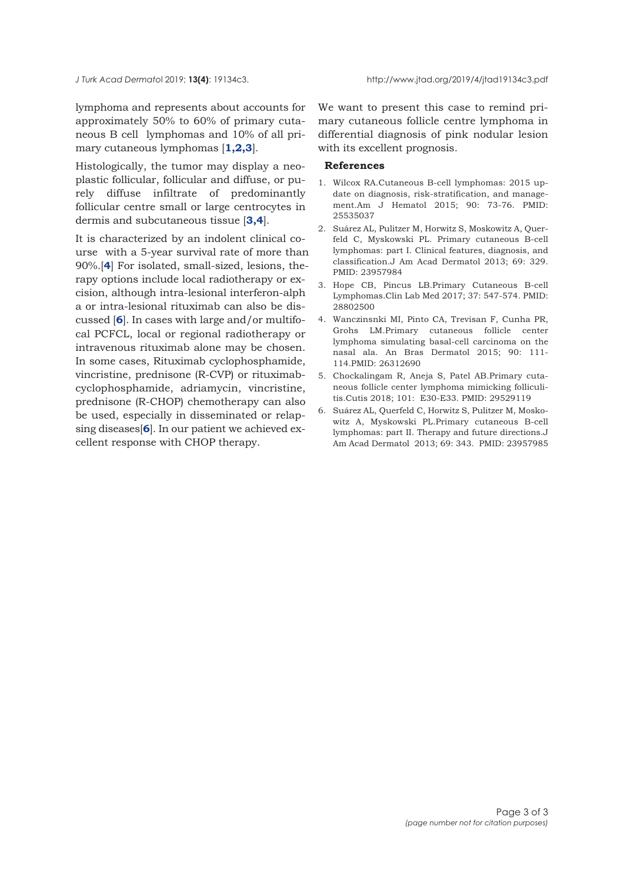lymphoma and represents about accounts for approximately 50% to 60% of primary cutaneous B cell lymphomas and 10% of all primary cutaneous lymphomas [1,2,3].

Histologically, the tumor may display a neoplastic follicular, follicular and diffuse, or purely diffuse infiltrate of predominantly follicular centre small or large centrocytes in dermis and subcutaneous tissue [3,4].

It is characterized by an indolent clinical course with a 5-year survival rate of more than 90%.[4] For isolated, small-sized, lesions, therapy options include local radiotherapy or excision, although intra-lesional interferon-alpha or intra-lesional rituximab can also be discussed [6]. In cases with large and/or multifocal PCFCL, local or regional radiotherapy or intravenous rituximab alone may be chosen. In some cases, Rituximab cyclophosphamide, vincristine, prednisone (R-CVP) or rituximab-cyclophosphamide, adriamycin, vincristine, prednisone (R-CHOP) chemotherapy can also be used, especially in disseminated or relapsing diseases[6]. In our patient we achieved excellent response with CHOP therapy.

We want to present this case to remind primary cutaneous follicle centre lymphoma in differential diagnosis of pink nodular lesion with its excellent prognosis.

## References

1. Wilcox RA.Cutaneous B-cell lymphomas: 2015 update on diagnosis, risk-stratification, and management.Am J Hematol 2015; 90: 73-76. PMID: 25535037
2. Suárez AL, Pulitzer M, Horwitz S, Moskowitz A, Querfeld C, Myskowski PL. Primary cutaneous B-cell lymphomas: part I. Clinical features, diagnosis, and classification.J Am Acad Dermatol 2013; 69: 329. PMID: 23957984
3. Hope CB, Pincus LB.Primary Cutaneous B-cell Lymphomas.Clin Lab Med 2017; 37: 547-574. PMID: 28802500
4. Wanczinsnki MI, Pinto CA, Trevisan F, Cunha PR, Grohs LM.Primary cutaneous follicle center lymphoma simulating basal-cell carcinoma on the nasal ala. An Bras Dermatol 2015; 90: 111-114.PMID: 26312690
5. Chockalingam R, Aneja S, Patel AB.Primary cutaneous follicle center lymphoma mimicking folliculitis.Cutis 2018; 101: E30-E33. PMID: 29529119
6. Suárez AL, Querfeld C, Horwitz S, Pulitzer M, Moskowitz A, Myskowski PL.Primary cutaneous B-cell lymphomas: part II. Therapy and future directions.J Am Acad Dermatol 2013; 69: 343. PMID: 23957985